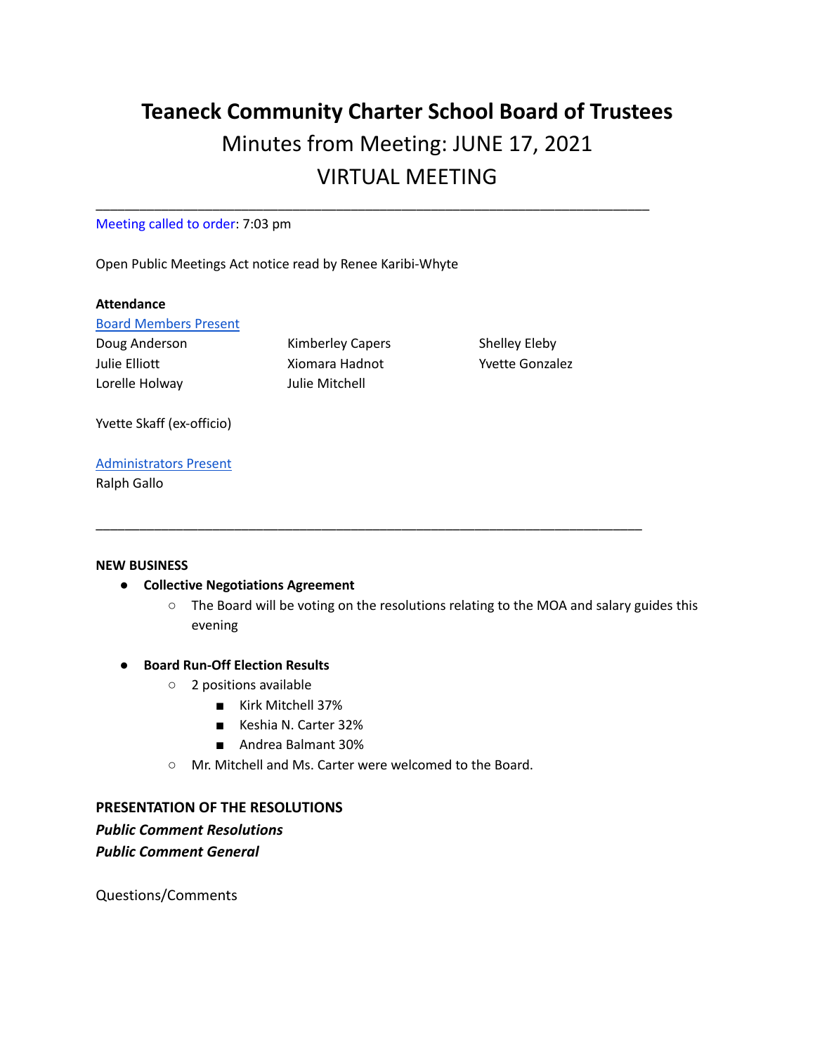# Teaneck Community Charter School Board of Trustees

## Minutes from Meeting: JUNE 17, 2021

## VIRTUAL MEETING

---

Meeting called to order: 7:03 pm

Open Public Meetings Act notice read by Renee Karibi-Whyte

**Attendance**

Board Members Present

Doug Anderson
Kimberley Capers
Shelley Eleby
Julie Elliott
Xiomara Hadnot
Yvette Gonzalez
Lorelle Holway
Julie Mitchell

Yvette Skaff (ex-officio)

Administrators Present

Ralph Gallo

---

**NEW BUSINESS**

- **Collective Negotiations Agreement**
  - The Board will be voting on the resolutions relating to the MOA and salary guides this evening

- **Board Run-Off Election Results**
  - 2 positions available
    - Kirk Mitchell 37%
    - Keshia N. Carter 32%
    - Andrea Balmant 30%
  - Mr. Mitchell and Ms. Carter were welcomed to the Board.

**PRESENTATION OF THE RESOLUTIONS**

***Public Comment Resolutions***

***Public Comment General***

Questions/Comments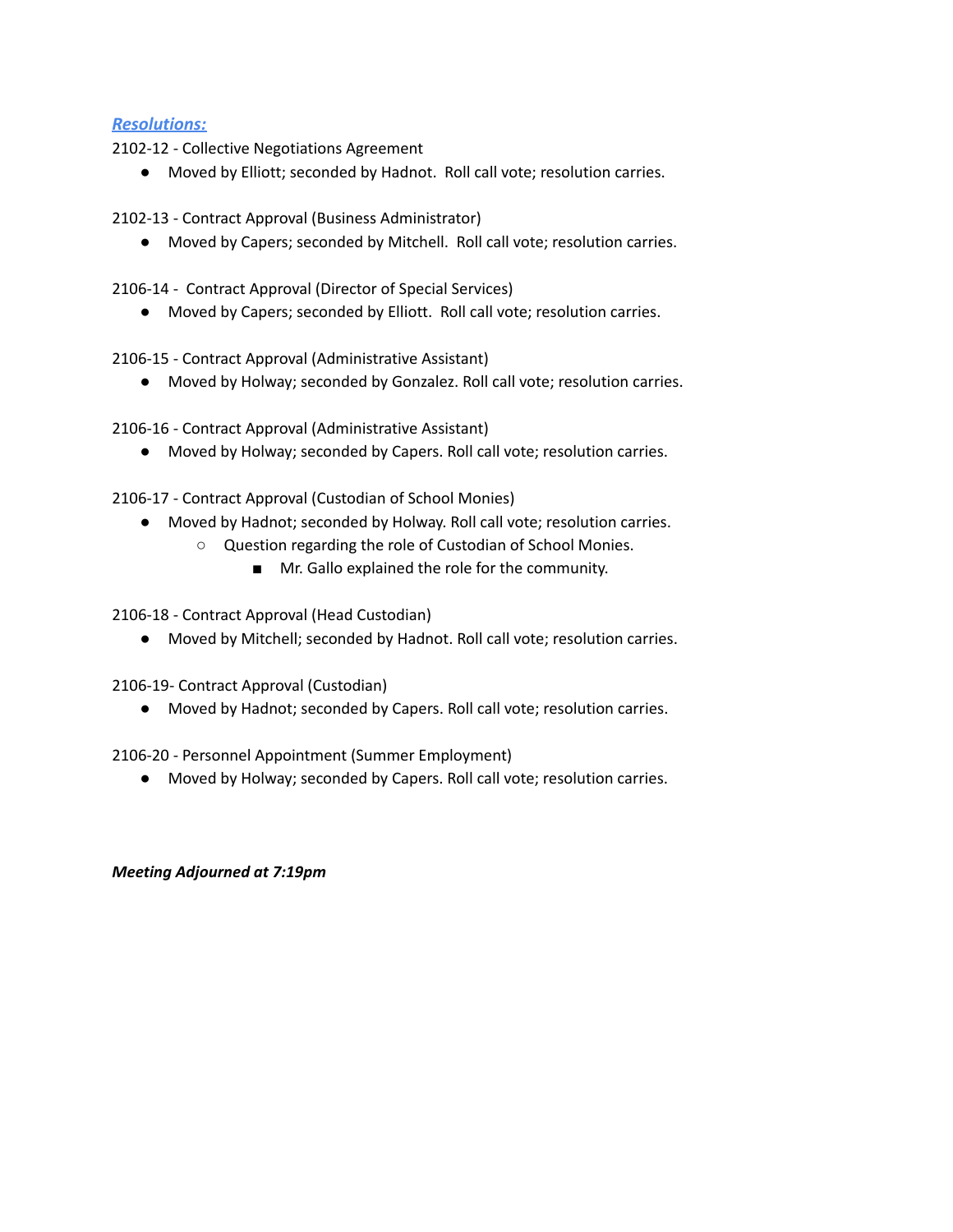***Resolutions:***

2102-12 - Collective Negotiations Agreement

- Moved by Elliott; seconded by Hadnot. Roll call vote; resolution carries.

2102-13 - Contract Approval (Business Administrator)

- Moved by Capers; seconded by Mitchell. Roll call vote; resolution carries.

2106-14 - Contract Approval (Director of Special Services)

- Moved by Capers; seconded by Elliott. Roll call vote; resolution carries.

2106-15 - Contract Approval (Administrative Assistant)

- Moved by Holway; seconded by Gonzalez. Roll call vote; resolution carries.

2106-16 - Contract Approval (Administrative Assistant)

- Moved by Holway; seconded by Capers. Roll call vote; resolution carries.

2106-17 - Contract Approval (Custodian of School Monies)

- Moved by Hadnot; seconded by Holway. Roll call vote; resolution carries.
    - Question regarding the role of Custodian of School Monies.
        - Mr. Gallo explained the role for the community.

2106-18 - Contract Approval (Head Custodian)

- Moved by Mitchell; seconded by Hadnot. Roll call vote; resolution carries.

2106-19- Contract Approval (Custodian)

- Moved by Hadnot; seconded by Capers. Roll call vote; resolution carries.

2106-20 - Personnel Appointment (Summer Employment)

- Moved by Holway; seconded by Capers. Roll call vote; resolution carries.

***Meeting Adjourned at 7:19pm***